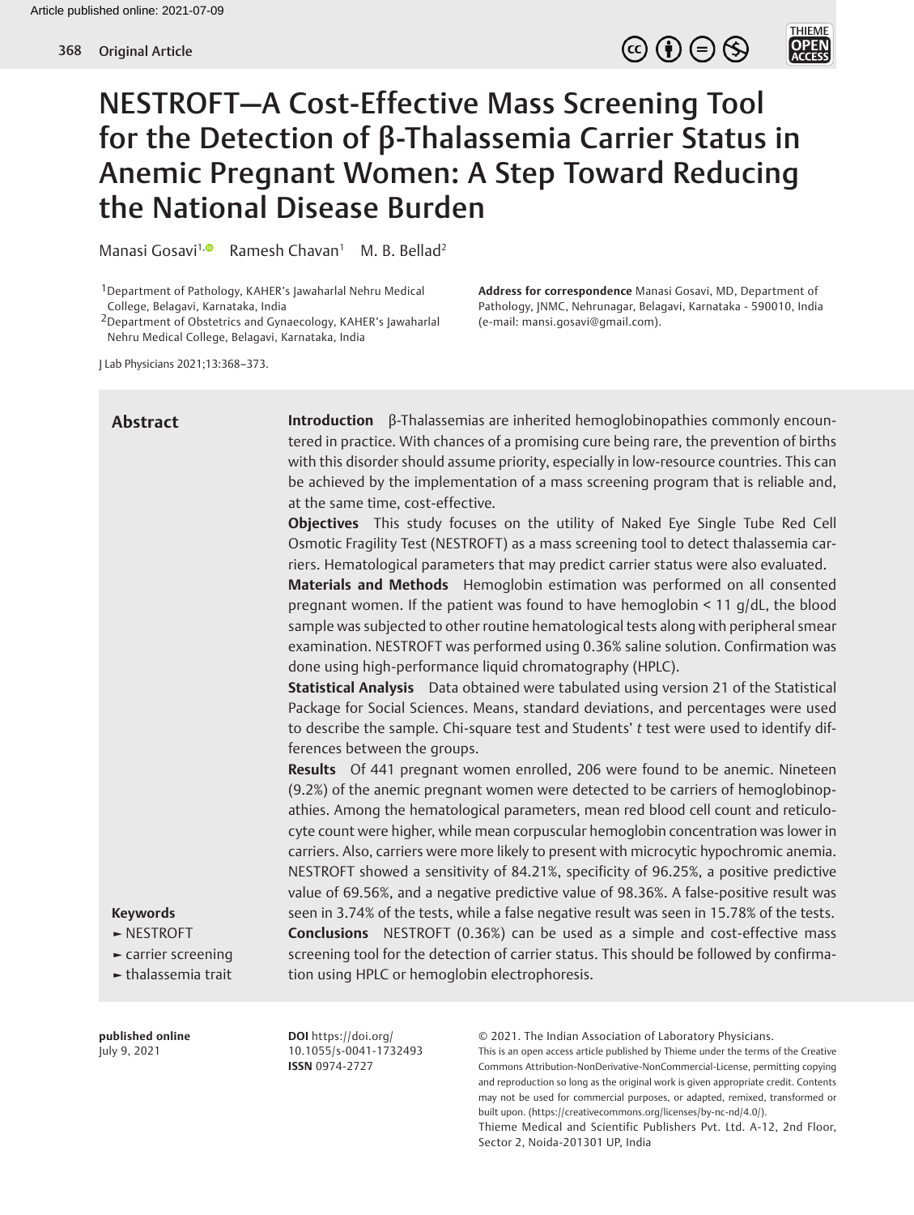Article published online: 2021-07-09

Original Article

# NESTROFT—A Cost-Effective Mass Screening Tool for the Detection of β-Thalassemia Carrier Status in Anemic Pregnant Women: A Step Toward Reducing the National Disease Burden

Manasi Gosavi[1] Ramesh Chavan[1] M. B. Bellad[2]

[1]Department of Pathology, KAHER's Jawaharlal Nehru Medical College, Belagavi, Karnataka, India

[2]Department of Obstetrics and Gynaecology, KAHER's Jawaharlal Nehru Medical College, Belagavi, Karnataka, India

**Address for correspondence** Manasi Gosavi, MD, Department of Pathology, JNMC, Nehrunagar, Belagavi, Karnataka - 590010, India (e-mail: mansi.gosavi@gmail.com).

J Lab Physicians 2021;13:368–373.

## Abstract

**Introduction** β-Thalassemias are inherited hemoglobinopathies commonly encountered in practice. With chances of a promising cure being rare, the prevention of births with this disorder should assume priority, especially in low-resource countries. This can be achieved by the implementation of a mass screening program that is reliable and, at the same time, cost-effective.

**Objectives** This study focuses on the utility of Naked Eye Single Tube Red Cell Osmotic Fragility Test (NESTROFT) as a mass screening tool to detect thalassemia carriers. Hematological parameters that may predict carrier status were also evaluated.

**Materials and Methods** Hemoglobin estimation was performed on all consented pregnant women. If the patient was found to have hemoglobin < 11 g/dL, the blood sample was subjected to other routine hematological tests along with peripheral smear examination. NESTROFT was performed using 0.36% saline solution. Confirmation was done using high-performance liquid chromatography (HPLC).

**Statistical Analysis** Data obtained were tabulated using version 21 of the Statistical Package for Social Sciences. Means, standard deviations, and percentages were used to describe the sample. Chi-square test and Students' *t* test were used to identify differences between the groups.

**Results** Of 441 pregnant women enrolled, 206 were found to be anemic. Nineteen (9.2%) of the anemic pregnant women were detected to be carriers of hemoglobinopathies. Among the hematological parameters, mean red blood cell count and reticulocyte count were higher, while mean corpuscular hemoglobin concentration was lower in carriers. Also, carriers were more likely to present with microcytic hypochromic anemia. NESTROFT showed a sensitivity of 84.21%, specificity of 96.25%, a positive predictive value of 69.56%, and a negative predictive value of 98.36%. A false-positive result was seen in 3.74% of the tests, while a false negative result was seen in 15.78% of the tests.

**Conclusions** NESTROFT (0.36%) can be used as a simple and cost-effective mass screening tool for the detection of carrier status. This should be followed by confirmation using HPLC or hemoglobin electrophoresis.

**Keywords**
- NESTROFT
- carrier screening
- thalassemia trait

**published online** July 9, 2021

**DOI** https://doi.org/10.1055/s-0041-1732493
**ISSN** 0974-2727

© 2021. The Indian Association of Laboratory Physicians.
This is an open access article published by Thieme under the terms of the Creative Commons Attribution-NonDerivative-NonCommercial-License, permitting copying and reproduction so long as the original work is given appropriate credit. Contents may not be used for commercial purposes, or adapted, remixed, transformed or built upon. (https://creativecommons.org/licenses/by-nc-nd/4.0/).
Thieme Medical and Scientific Publishers Pvt. Ltd. A-12, 2nd Floor, Sector 2, Noida-201301 UP, India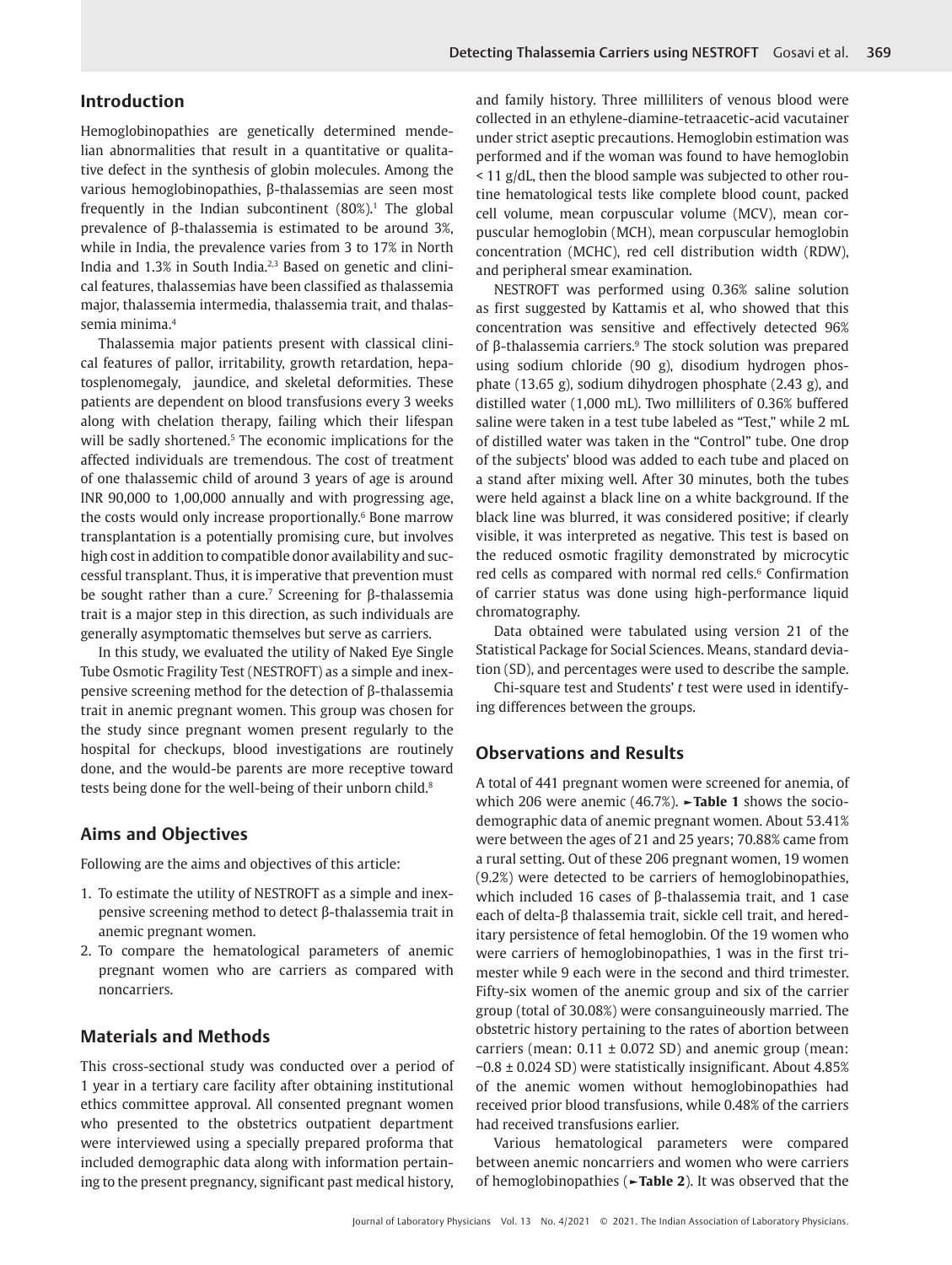## Introduction

Hemoglobinopathies are genetically determined mendelian abnormalities that result in a quantitative or qualitative defect in the synthesis of globin molecules. Among the various hemoglobinopathies, β-thalassemias are seen most frequently in the Indian subcontinent (80%).[1] The global prevalence of β-thalassemia is estimated to be around 3%, while in India, the prevalence varies from 3 to 17% in North India and 1.3% in South India.[2,3] Based on genetic and clinical features, thalassemias have been classified as thalassemia major, thalassemia intermedia, thalassemia trait, and thalassemia minima.[4]

Thalassemia major patients present with classical clinical features of pallor, irritability, growth retardation, hepatosplenomegaly, jaundice, and skeletal deformities. These patients are dependent on blood transfusions every 3 weeks along with chelation therapy, failing which their lifespan will be sadly shortened.[5] The economic implications for the affected individuals are tremendous. The cost of treatment of one thalassemic child of around 3 years of age is around INR 90,000 to 1,00,000 annually and with progressing age, the costs would only increase proportionally.[6] Bone marrow transplantation is a potentially promising cure, but involves high cost in addition to compatible donor availability and successful transplant. Thus, it is imperative that prevention must be sought rather than a cure.[7] Screening for β-thalassemia trait is a major step in this direction, as such individuals are generally asymptomatic themselves but serve as carriers.

In this study, we evaluated the utility of Naked Eye Single Tube Osmotic Fragility Test (NESTROFT) as a simple and inexpensive screening method for the detection of β-thalassemia trait in anemic pregnant women. This group was chosen for the study since pregnant women present regularly to the hospital for checkups, blood investigations are routinely done, and the would-be parents are more receptive toward tests being done for the well-being of their unborn child.[8]

## Aims and Objectives

Following are the aims and objectives of this article:

1. To estimate the utility of NESTROFT as a simple and inexpensive screening method to detect β-thalassemia trait in anemic pregnant women.
2. To compare the hematological parameters of anemic pregnant women who are carriers as compared with noncarriers.

## Materials and Methods

This cross-sectional study was conducted over a period of 1 year in a tertiary care facility after obtaining institutional ethics committee approval. All consented pregnant women who presented to the obstetrics outpatient department were interviewed using a specially prepared proforma that included demographic data along with information pertaining to the present pregnancy, significant past medical history, and family history. Three milliliters of venous blood were collected in an ethylene-diamine-tetraacetic-acid vacutainer under strict aseptic precautions. Hemoglobin estimation was performed and if the woman was found to have hemoglobin < 11 g/dL, then the blood sample was subjected to other routine hematological tests like complete blood count, packed cell volume, mean corpuscular volume (MCV), mean corpuscular hemoglobin (MCH), mean corpuscular hemoglobin concentration (MCHC), red cell distribution width (RDW), and peripheral smear examination.

NESTROFT was performed using 0.36% saline solution as first suggested by Kattamis et al, who showed that this concentration was sensitive and effectively detected 96% of β-thalassemia carriers.[9] The stock solution was prepared using sodium chloride (90 g), disodium hydrogen phosphate (13.65 g), sodium dihydrogen phosphate (2.43 g), and distilled water (1,000 mL). Two milliliters of 0.36% buffered saline were taken in a test tube labeled as "Test," while 2 mL of distilled water was taken in the "Control" tube. One drop of the subjects' blood was added to each tube and placed on a stand after mixing well. After 30 minutes, both the tubes were held against a black line on a white background. If the black line was blurred, it was considered positive; if clearly visible, it was interpreted as negative. This test is based on the reduced osmotic fragility demonstrated by microcytic red cells as compared with normal red cells.[6] Confirmation of carrier status was done using high-performance liquid chromatography.

Data obtained were tabulated using version 21 of the Statistical Package for Social Sciences. Means, standard deviation (SD), and percentages were used to describe the sample.

Chi-square test and Students' *t* test were used in identifying differences between the groups.

## Observations and Results

A total of 441 pregnant women were screened for anemia, of which 206 were anemic (46.7%). ►**Table 1** shows the sociodemographic data of anemic pregnant women. About 53.41% were between the ages of 21 and 25 years; 70.88% came from a rural setting. Out of these 206 pregnant women, 19 women (9.2%) were detected to be carriers of hemoglobinopathies, which included 16 cases of β-thalassemia trait, and 1 case each of delta-β thalassemia trait, sickle cell trait, and hereditary persistence of fetal hemoglobin. Of the 19 women who were carriers of hemoglobinopathies, 1 was in the first trimester while 9 each were in the second and third trimester. Fifty-six women of the anemic group and six of the carrier group (total of 30.08%) were consanguineously married. The obstetric history pertaining to the rates of abortion between carriers (mean: 0.11 ± 0.072 SD) and anemic group (mean: −0.8 ± 0.024 SD) were statistically insignificant. About 4.85% of the anemic women without hemoglobinopathies had received prior blood transfusions, while 0.48% of the carriers had received transfusions earlier.

Various hematological parameters were compared between anemic noncarriers and women who were carriers of hemoglobinopathies (►**Table 2**). It was observed that the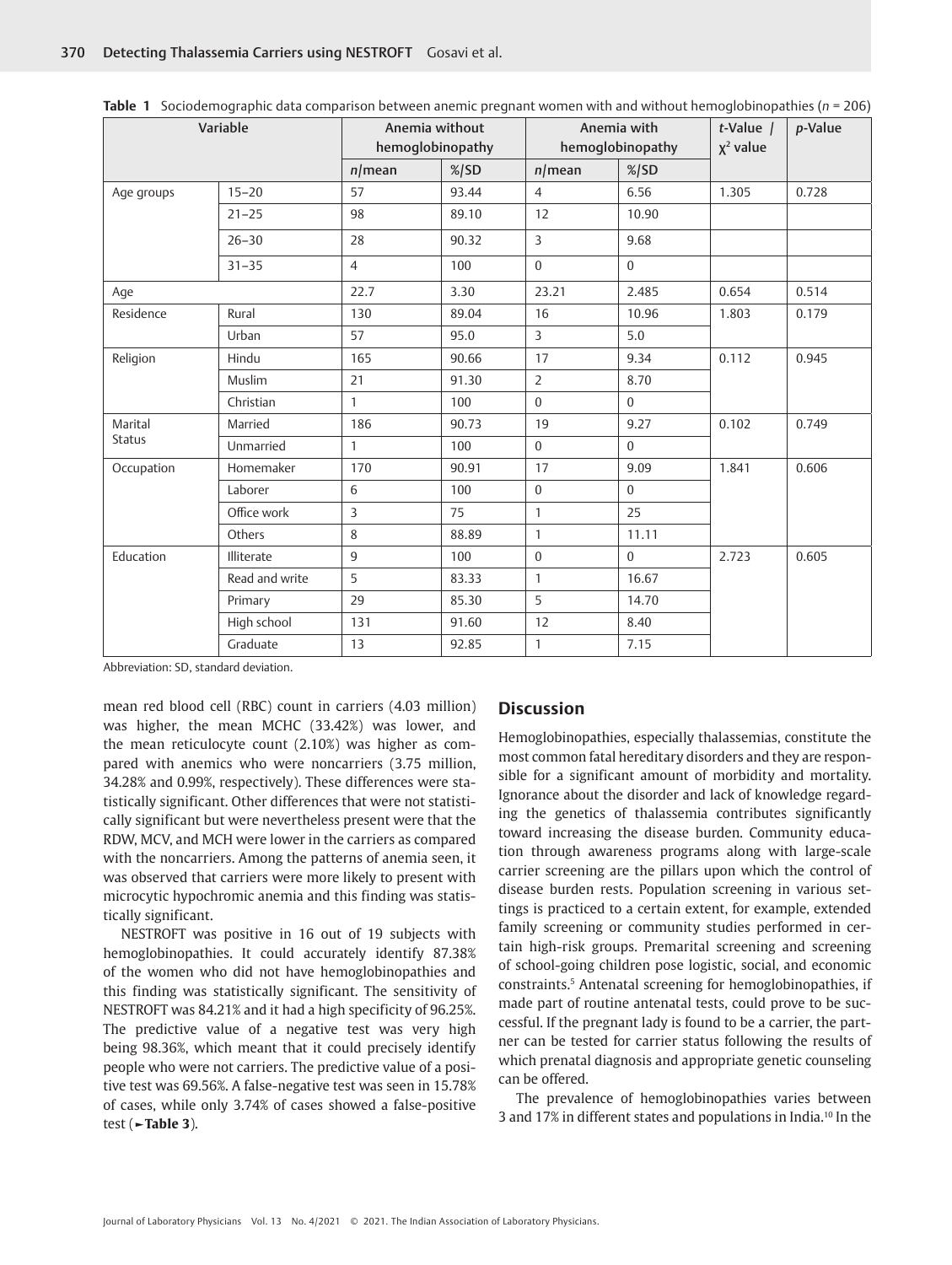**Table 1** Sociodemographic data comparison between anemic pregnant women with and without hemoglobinopathies ($n = 206$)

| Variable | | Anemia without hemoglobinopathy | | Anemia with hemoglobinopathy | | $t$-Value / $\chi^2$ value | $p$-Value |
|---|---|---|---|---|---|---|---|
| | | $n$/mean | %/SD | $n$/mean | %/SD | | |
| Age groups | 15–20 | 57 | 93.44 | 4 | 6.56 | 1.305 | 0.728 |
| | 21–25 | 98 | 89.10 | 12 | 10.90 | | |
| | 26–30 | 28 | 90.32 | 3 | 9.68 | | |
| | 31–35 | 4 | 100 | 0 | 0 | | |
| Age | | 22.7 | 3.30 | 23.21 | 2.485 | 0.654 | 0.514 |
| Residence | Rural | 130 | 89.04 | 16 | 10.96 | 1.803 | 0.179 |
| | Urban | 57 | 95.0 | 3 | 5.0 | | |
| Religion | Hindu | 165 | 90.66 | 17 | 9.34 | 0.112 | 0.945 |
| | Muslim | 21 | 91.30 | 2 | 8.70 | | |
| | Christian | 1 | 100 | 0 | 0 | | |
| Marital Status | Married | 186 | 90.73 | 19 | 9.27 | 0.102 | 0.749 |
| | Unmarried | 1 | 100 | 0 | 0 | | |
| Occupation | Homemaker | 170 | 90.91 | 17 | 9.09 | 1.841 | 0.606 |
| | Laborer | 6 | 100 | 0 | 0 | | |
| | Office work | 3 | 75 | 1 | 25 | | |
| | Others | 8 | 88.89 | 1 | 11.11 | | |
| Education | Illiterate | 9 | 100 | 0 | 0 | 2.723 | 0.605 |
| | Read and write | 5 | 83.33 | 1 | 16.67 | | |
| | Primary | 29 | 85.30 | 5 | 14.70 | | |
| | High school | 131 | 91.60 | 12 | 8.40 | | |
| | Graduate | 13 | 92.85 | 1 | 7.15 | | |

Abbreviation: SD, standard deviation.

mean red blood cell (RBC) count in carriers (4.03 million) was higher, the mean MCHC (33.42%) was lower, and the mean reticulocyte count (2.10%) was higher as compared with anemics who were noncarriers (3.75 million, 34.28% and 0.99%, respectively). These differences were statistically significant. Other differences that were not statistically significant but were nevertheless present were that the RDW, MCV, and MCH were lower in the carriers as compared with the noncarriers. Among the patterns of anemia seen, it was observed that carriers were more likely to present with microcytic hypochromic anemia and this finding was statistically significant.

NESTROFT was positive in 16 out of 19 subjects with hemoglobinopathies. It could accurately identify 87.38% of the women who did not have hemoglobinopathies and this finding was statistically significant. The sensitivity of NESTROFT was 84.21% and it had a high specificity of 96.25%. The predictive value of a negative test was very high being 98.36%, which meant that it could precisely identify people who were not carriers. The predictive value of a positive test was 69.56%. A false-negative test was seen in 15.78% of cases, while only 3.74% of cases showed a false-positive test (►**Table 3**).

## Discussion

Hemoglobinopathies, especially thalassemias, constitute the most common fatal hereditary disorders and they are responsible for a significant amount of morbidity and mortality. Ignorance about the disorder and lack of knowledge regarding the genetics of thalassemia contributes significantly toward increasing the disease burden. Community education through awareness programs along with large-scale carrier screening are the pillars upon which the control of disease burden rests. Population screening in various settings is practiced to a certain extent, for example, extended family screening or community studies performed in certain high-risk groups. Premarital screening and screening of school-going children pose logistic, social, and economic constraints.[5] Antenatal screening for hemoglobinopathies, if made part of routine antenatal tests, could prove to be successful. If the pregnant lady is found to be a carrier, the partner can be tested for carrier status following the results of which prenatal diagnosis and appropriate genetic counseling can be offered.

The prevalence of hemoglobinopathies varies between 3 and 17% in different states and populations in India.[10] In the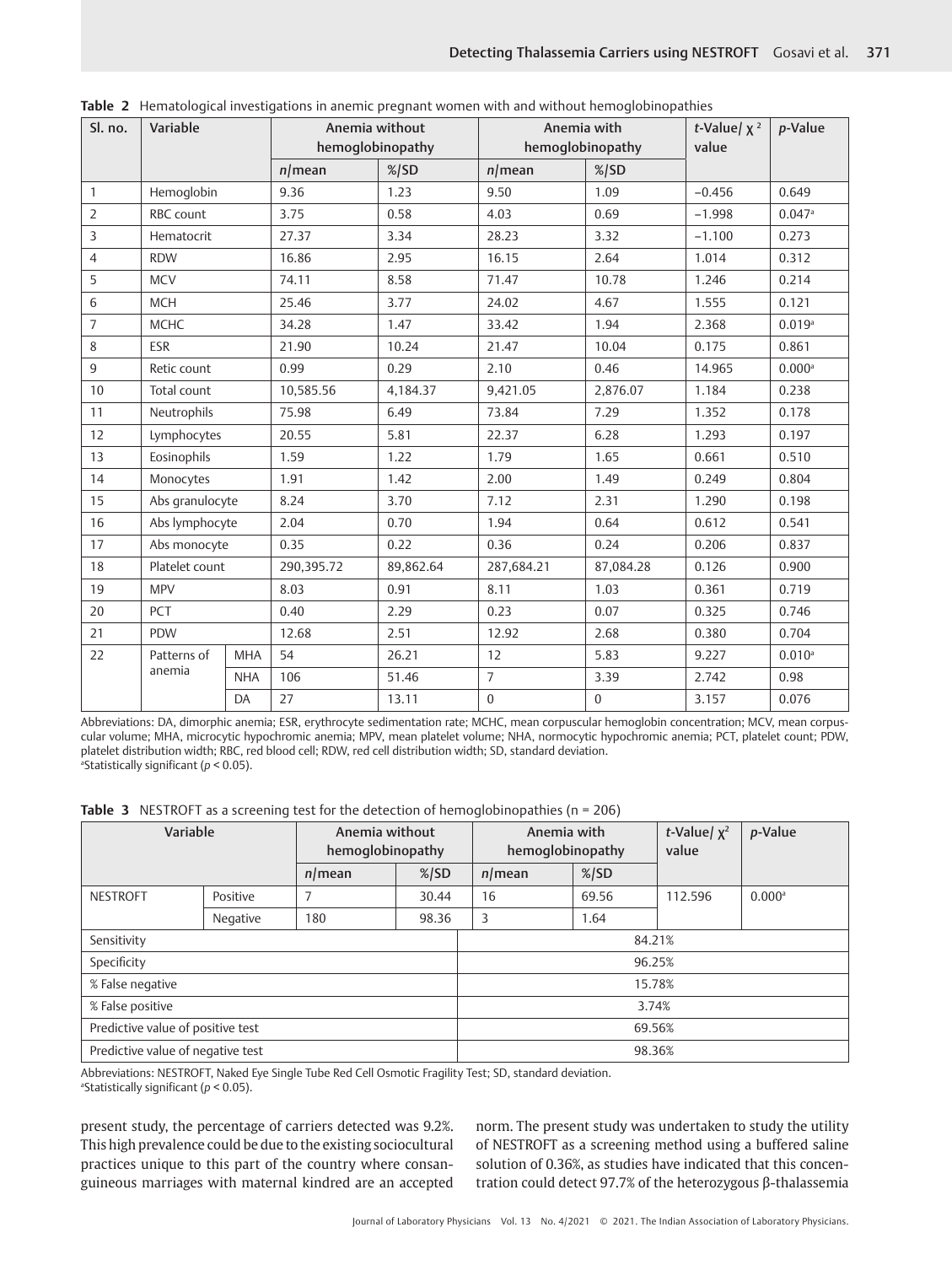**Table 2** Hematological investigations in anemic pregnant women with and without hemoglobinopathies

| Sl. no. | Variable | | Anemia without hemoglobinopathy | | Anemia with hemoglobinopathy | | *t*-Value/ $\chi^2$ value | *p*-Value |
|---|---|---|---|---|---|---|---|---|
| | | | *n*/mean | %/SD | *n*/mean | %/SD | | |
| 1 | Hemoglobin | | 9.36 | 1.23 | 9.50 | 1.09 | −0.456 | 0.649 |
| 2 | RBC count | | 3.75 | 0.58 | 4.03 | 0.69 | −1.998 | 0.047[a] |
| 3 | Hematocrit | | 27.37 | 3.34 | 28.23 | 3.32 | −1.100 | 0.273 |
| 4 | RDW | | 16.86 | 2.95 | 16.15 | 2.64 | 1.014 | 0.312 |
| 5 | MCV | | 74.11 | 8.58 | 71.47 | 10.78 | 1.246 | 0.214 |
| 6 | MCH | | 25.46 | 3.77 | 24.02 | 4.67 | 1.555 | 0.121 |
| 7 | MCHC | | 34.28 | 1.47 | 33.42 | 1.94 | 2.368 | 0.019[a] |
| 8 | ESR | | 21.90 | 10.24 | 21.47 | 10.04 | 0.175 | 0.861 |
| 9 | Retic count | | 0.99 | 0.29 | 2.10 | 0.46 | 14.965 | 0.000[a] |
| 10 | Total count | | 10,585.56 | 4,184.37 | 9,421.05 | 2,876.07 | 1.184 | 0.238 |
| 11 | Neutrophils | | 75.98 | 6.49 | 73.84 | 7.29 | 1.352 | 0.178 |
| 12 | Lymphocytes | | 20.55 | 5.81 | 22.37 | 6.28 | 1.293 | 0.197 |
| 13 | Eosinophils | | 1.59 | 1.22 | 1.79 | 1.65 | 0.661 | 0.510 |
| 14 | Monocytes | | 1.91 | 1.42 | 2.00 | 1.49 | 0.249 | 0.804 |
| 15 | Abs granulocyte | | 8.24 | 3.70 | 7.12 | 2.31 | 1.290 | 0.198 |
| 16 | Abs lymphocyte | | 2.04 | 0.70 | 1.94 | 0.64 | 0.612 | 0.541 |
| 17 | Abs monocyte | | 0.35 | 0.22 | 0.36 | 0.24 | 0.206 | 0.837 |
| 18 | Platelet count | | 290,395.72 | 89,862.64 | 287,684.21 | 87,084.28 | 0.126 | 0.900 |
| 19 | MPV | | 8.03 | 0.91 | 8.11 | 1.03 | 0.361 | 0.719 |
| 20 | PCT | | 0.40 | 2.29 | 0.23 | 0.07 | 0.325 | 0.746 |
| 21 | PDW | | 12.68 | 2.51 | 12.92 | 2.68 | 0.380 | 0.704 |
| 22 | Patterns of anemia | MHA | 54 | 26.21 | 12 | 5.83 | 9.227 | 0.010[a] |
| | | NHA | 106 | 51.46 | 7 | 3.39 | 2.742 | 0.98 |
| | | DA | 27 | 13.11 | 0 | 0 | 3.157 | 0.076 |

Abbreviations: DA, dimorphic anemia; ESR, erythrocyte sedimentation rate; MCHC, mean corpuscular hemoglobin concentration; MCV, mean corpuscular volume; MHA, microcytic hypochromic anemia; MPV, mean platelet volume; NHA, normocytic hypochromic anemia; PCT, platelet count; PDW, platelet distribution width; RBC, red blood cell; RDW, red cell distribution width; SD, standard deviation.
[a]Statistically significant ($p < 0.05$).

**Table 3** NESTROFT as a screening test for the detection of hemoglobinopathies (n = 206)

| Variable | | Anemia without hemoglobinopathy | | Anemia with hemoglobinopathy | | *t*-Value/ $\chi^2$ value | *p*-Value |
|---|---|---|---|---|---|---|---|
| | | *n*/mean | %/SD | *n*/mean | %/SD | | |
| NESTROFT | Positive | 7 | 30.44 | 16 | 69.56 | 112.596 | 0.000[a] |
| | Negative | 180 | 98.36 | 3 | 1.64 | | |
| Sensitivity | | | | 84.21% | | | |
| Specificity | | | | 96.25% | | | |
| % False negative | | | | 15.78% | | | |
| % False positive | | | | 3.74% | | | |
| Predictive value of positive test | | | | 69.56% | | | |
| Predictive value of negative test | | | | 98.36% | | | |

Abbreviations: NESTROFT, Naked Eye Single Tube Red Cell Osmotic Fragility Test; SD, standard deviation.
[a]Statistically significant ($p < 0.05$).

present study, the percentage of carriers detected was 9.2%. This high prevalence could be due to the existing sociocultural practices unique to this part of the country where consanguineous marriages with maternal kindred are an accepted norm. The present study was undertaken to study the utility of NESTROFT as a screening method using a buffered saline solution of 0.36%, as studies have indicated that this concentration could detect 97.7% of the heterozygous β-thalassemia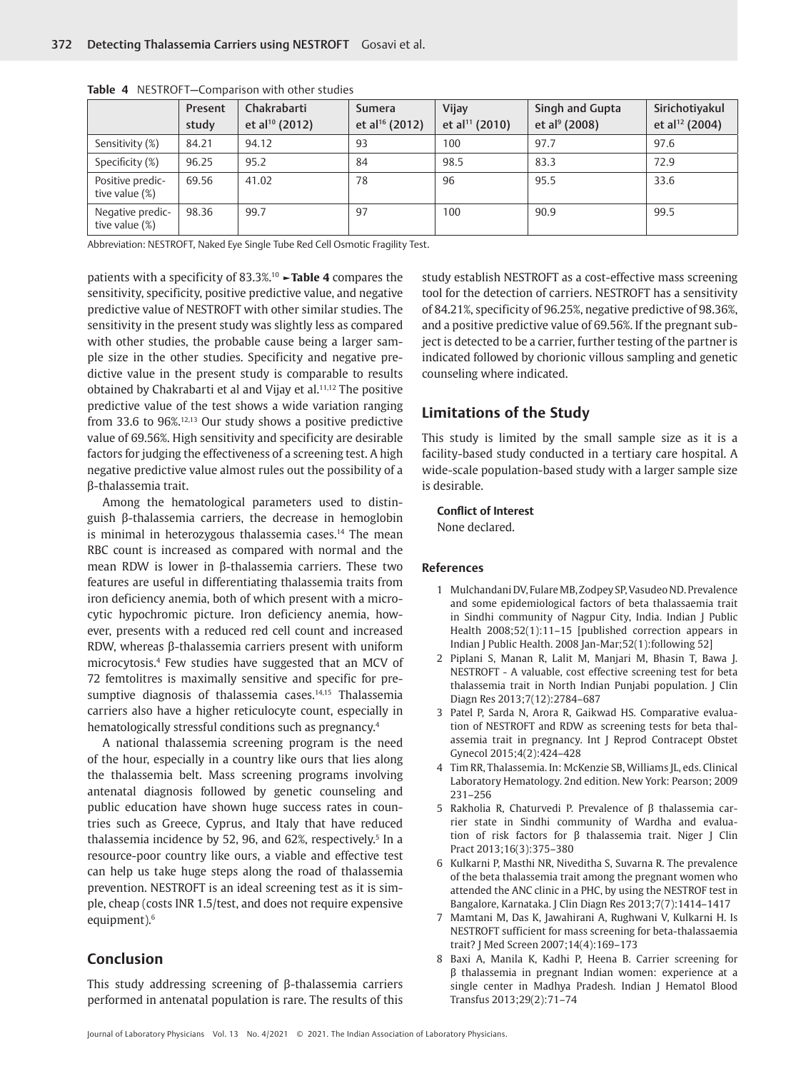**Table 4** NESTROFT—Comparison with other studies

| | Present study | Chakrabarti et al[10] (2012) | Sumera et al[16] (2012) | Vijay et al[11] (2010) | Singh and Gupta et al[9] (2008) | Sirichotiyakul et al[12] (2004) |
|---|---|---|---|---|---|---|
| Sensitivity (%) | 84.21 | 94.12 | 93 | 100 | 97.7 | 97.6 |
| Specificity (%) | 96.25 | 95.2 | 84 | 98.5 | 83.3 | 72.9 |
| Positive predictive value (%) | 69.56 | 41.02 | 78 | 96 | 95.5 | 33.6 |
| Negative predictive value (%) | 98.36 | 99.7 | 97 | 100 | 90.9 | 99.5 |

Abbreviation: NESTROFT, Naked Eye Single Tube Red Cell Osmotic Fragility Test.

patients with a specificity of 83.3%.[10] ►**Table 4** compares the sensitivity, specificity, positive predictive value, and negative predictive value of NESTROFT with other similar studies. The sensitivity in the present study was slightly less as compared with other studies, the probable cause being a larger sample size in the other studies. Specificity and negative predictive value in the present study is comparable to results obtained by Chakrabarti et al and Vijay et al.[11,12] The positive predictive value of the test shows a wide variation ranging from 33.6 to 96%.[12,13] Our study shows a positive predictive value of 69.56%. High sensitivity and specificity are desirable factors for judging the effectiveness of a screening test. A high negative predictive value almost rules out the possibility of a β-thalassemia trait.

Among the hematological parameters used to distinguish β-thalassemia carriers, the decrease in hemoglobin is minimal in heterozygous thalassemia cases.[14] The mean RBC count is increased as compared with normal and the mean RDW is lower in β-thalassemia carriers. These two features are useful in differentiating thalassemia traits from iron deficiency anemia, both of which present with a microcytic hypochromic picture. Iron deficiency anemia, however, presents with a reduced red cell count and increased RDW, whereas β-thalassemia carriers present with uniform microcytosis.[4] Few studies have suggested that an MCV of 72 femtolitres is maximally sensitive and specific for presumptive diagnosis of thalassemia cases.[14,15] Thalassemia carriers also have a higher reticulocyte count, especially in hematologically stressful conditions such as pregnancy.[4]

A national thalassemia screening program is the need of the hour, especially in a country like ours that lies along the thalassemia belt. Mass screening programs involving antenatal diagnosis followed by genetic counseling and public education have shown huge success rates in countries such as Greece, Cyprus, and Italy that have reduced thalassemia incidence by 52, 96, and 62%, respectively.[5] In a resource-poor country like ours, a viable and effective test can help us take huge steps along the road of thalassemia prevention. NESTROFT is an ideal screening test as it is simple, cheap (costs INR 1.5/test, and does not require expensive equipment).[6]

## Conclusion

This study addressing screening of β-thalassemia carriers performed in antenatal population is rare. The results of this study establish NESTROFT as a cost-effective mass screening tool for the detection of carriers. NESTROFT has a sensitivity of 84.21%, specificity of 96.25%, negative predictive of 98.36%, and a positive predictive value of 69.56%. If the pregnant subject is detected to be a carrier, further testing of the partner is indicated followed by chorionic villous sampling and genetic counseling where indicated.

## Limitations of the Study

This study is limited by the small sample size as it is a facility-based study conducted in a tertiary care hospital. A wide-scale population-based study with a larger sample size is desirable.

**Conflict of Interest**

None declared.

### References

1. Mulchandani DV, Fulare MB, Zodpey SP, Vasudeo ND. Prevalence and some epidemiological factors of beta thalassaemia trait in Sindhi community of Nagpur City, India. Indian J Public Health 2008;52(1):11–15 [published correction appears in Indian J Public Health. 2008 Jan-Mar;52(1):following 52]
2. Piplani S, Manan R, Lalit M, Manjari M, Bhasin T, Bawa J. NESTROFT - A valuable, cost effective screening test for beta thalassemia trait in North Indian Punjabi population. J Clin Diagn Res 2013;7(12):2784–687
3. Patel P, Sarda N, Arora R, Gaikwad HS. Comparative evaluation of NESTROFT and RDW as screening tests for beta thalassemia trait in pregnancy. Int J Reprod Contracept Obstet Gynecol 2015;4(2):424–428
4. Tim RR, Thalassemia. In: McKenzie SB, Williams JL, eds. Clinical Laboratory Hematology. 2nd edition. New York: Pearson; 2009 231–256
5. Rakholia R, Chaturvedi P. Prevalence of β thalassemia carrier state in Sindhi community of Wardha and evaluation of risk factors for β thalassemia trait. Niger J Clin Pract 2013;16(3):375–380
6. Kulkarni P, Masthi NR, Niveditha S, Suvarna R. The prevalence of the beta thalassemia trait among the pregnant women who attended the ANC clinic in a PHC, by using the NESTROF test in Bangalore, Karnataka. J Clin Diagn Res 2013;7(7):1414–1417
7. Mamtani M, Das K, Jawahirani A, Rughwani V, Kulkarni H. Is NESTROFT sufficient for mass screening for beta-thalassaemia trait? J Med Screen 2007;14(4):169–173
8. Baxi A, Manila K, Kadhi P, Heena B. Carrier screening for β thalassemia in pregnant Indian women: experience at a single center in Madhya Pradesh. Indian J Hematol Blood Transfus 2013;29(2):71–74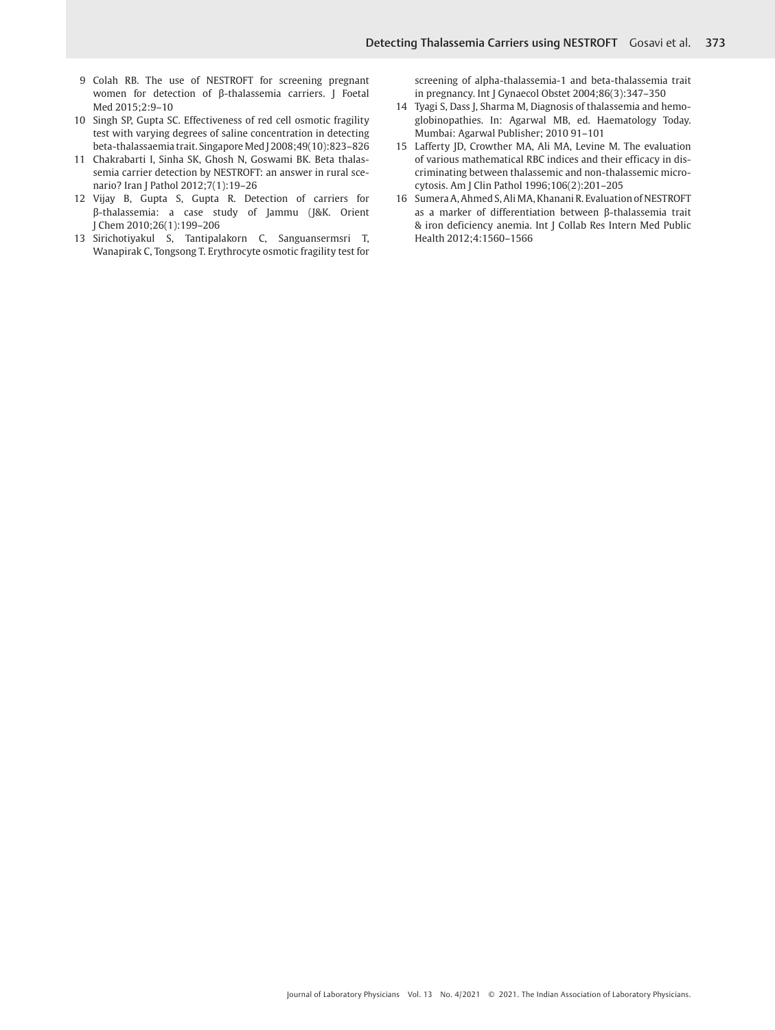9 Colah RB. The use of NESTROFT for screening pregnant women for detection of β-thalassemia carriers. J Foetal Med 2015;2:9–10

10 Singh SP, Gupta SC. Effectiveness of red cell osmotic fragility test with varying degrees of saline concentration in detecting beta-thalassaemia trait. Singapore Med J 2008;49(10):823–826

11 Chakrabarti I, Sinha SK, Ghosh N, Goswami BK. Beta thalassemia carrier detection by NESTROFT: an answer in rural scenario? Iran J Pathol 2012;7(1):19–26

12 Vijay B, Gupta S, Gupta R. Detection of carriers for β-thalassemia: a case study of Jammu (J&K. Orient J Chem 2010;26(1):199–206

13 Sirichotiyakul S, Tantipalakorn C, Sanguansermsri T, Wanapirak C, Tongsong T. Erythrocyte osmotic fragility test for screening of alpha-thalassemia-1 and beta-thalassemia trait in pregnancy. Int J Gynaecol Obstet 2004;86(3):347–350

14 Tyagi S, Dass J, Sharma M, Diagnosis of thalassemia and hemoglobinopathies. In: Agarwal MB, ed. Haematology Today. Mumbai: Agarwal Publisher; 2010 91–101

15 Lafferty JD, Crowther MA, Ali MA, Levine M. The evaluation of various mathematical RBC indices and their efficacy in discriminating between thalassemic and non-thalassemic microcytosis. Am J Clin Pathol 1996;106(2):201–205

16 Sumera A, Ahmed S, Ali MA, Khanani R. Evaluation of NESTROFT as a marker of differentiation between β-thalassemia trait & iron deficiency anemia. Int J Collab Res Intern Med Public Health 2012;4:1560–1566